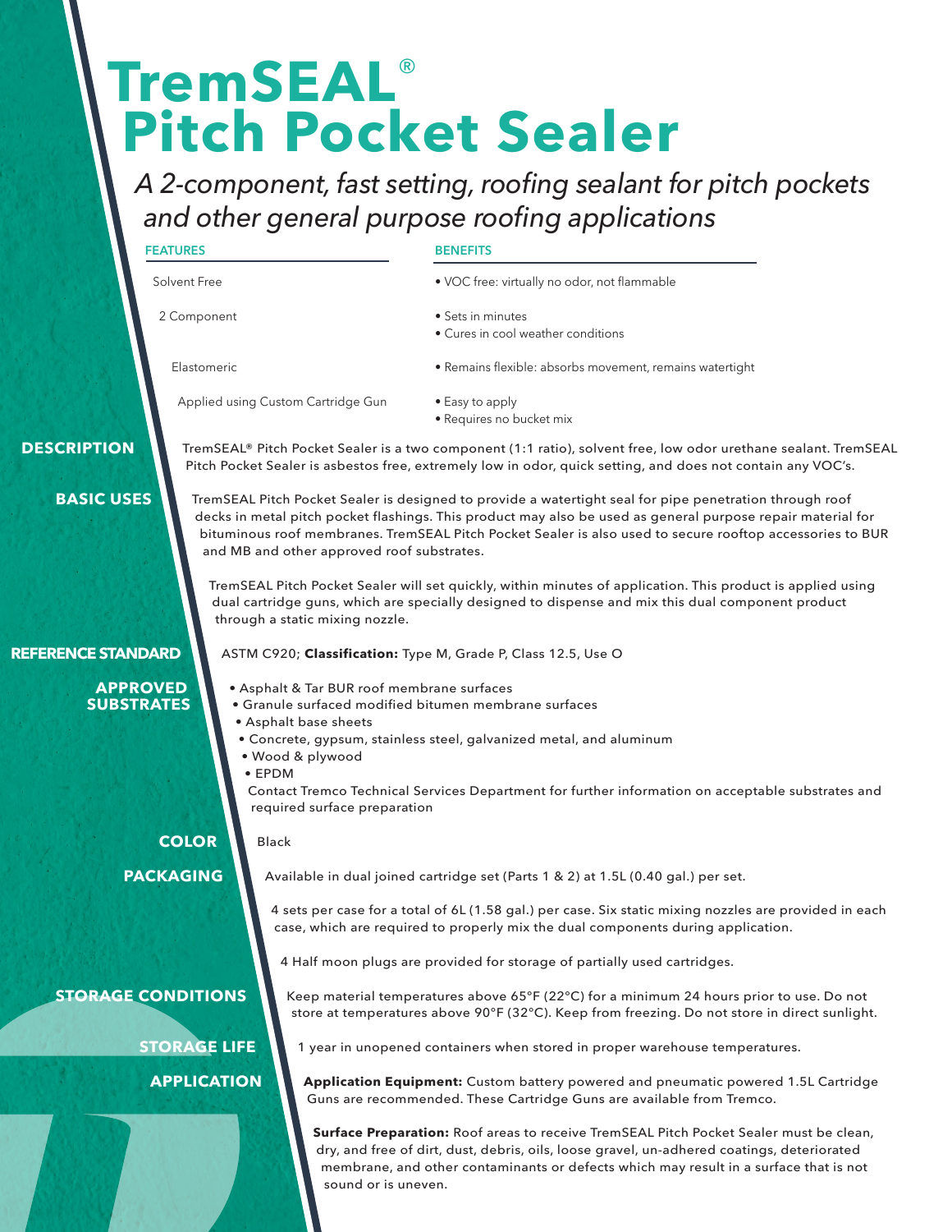# TremSEAL® Pitch Pocket Sealer

*A 2-component, fast setting, roofing sealant for pitch pockets and other general purpose roofing applications*

| FEATURES | BENEFITS |
| --- | --- |
| Solvent Free | • VOC free: virtually no odor, not flammable |
| 2 Component | • Sets in minutes<br>• Cures in cool weather conditions |
| Elastomeric | • Remains flexible: absorbs movement, remains watertight |
| Applied using Custom Cartridge Gun | • Easy to apply<br>• Requires no bucket mix |

## DESCRIPTION

TremSEAL® Pitch Pocket Sealer is a two component (1:1 ratio), solvent free, low odor urethane sealant. TremSEAL Pitch Pocket Sealer is asbestos free, extremely low in odor, quick setting, and does not contain any VOC's.

## BASIC USES

TremSEAL Pitch Pocket Sealer is designed to provide a watertight seal for pipe penetration through roof decks in metal pitch pocket flashings. This product may also be used as general purpose repair material for bituminous roof membranes. TremSEAL Pitch Pocket Sealer is also used to secure rooftop accessories to BUR and MB and other approved roof substrates.

TremSEAL Pitch Pocket Sealer will set quickly, within minutes of application. This product is applied using dual cartridge guns, which are specially designed to dispense and mix this dual component product through a static mixing nozzle.

## REFERENCE STANDARD

ASTM C920; **Classification:** Type M, Grade P, Class 12.5, Use O

## APPROVED SUBSTRATES

- Asphalt & Tar BUR roof membrane surfaces
- Granule surfaced modified bitumen membrane surfaces
- Asphalt base sheets
- Concrete, gypsum, stainless steel, galvanized metal, and aluminum
- Wood & plywood
- EPDM

Contact Tremco Technical Services Department for further information on acceptable substrates and required surface preparation

## COLOR

Black

## PACKAGING

Available in dual joined cartridge set (Parts 1 & 2) at 1.5L (0.40 gal.) per set.

4 sets per case for a total of 6L (1.58 gal.) per case. Six static mixing nozzles are provided in each case, which are required to properly mix the dual components during application.

4 Half moon plugs are provided for storage of partially used cartridges.

## STORAGE CONDITIONS

Keep material temperatures above 65°F (22°C) for a minimum 24 hours prior to use. Do not store at temperatures above 90°F (32°C). Keep from freezing. Do not store in direct sunlight.

## STORAGE LIFE

1 year in unopened containers when stored in proper warehouse temperatures.

## APPLICATION

**Application Equipment:** Custom battery powered and pneumatic powered 1.5L Cartridge Guns are recommended. These Cartridge Guns are available from Tremco.

**Surface Preparation:** Roof areas to receive TremSEAL Pitch Pocket Sealer must be clean, dry, and free of dirt, dust, debris, oils, loose gravel, un-adhered coatings, deteriorated membrane, and other contaminants or defects which may result in a surface that is not sound or is uneven.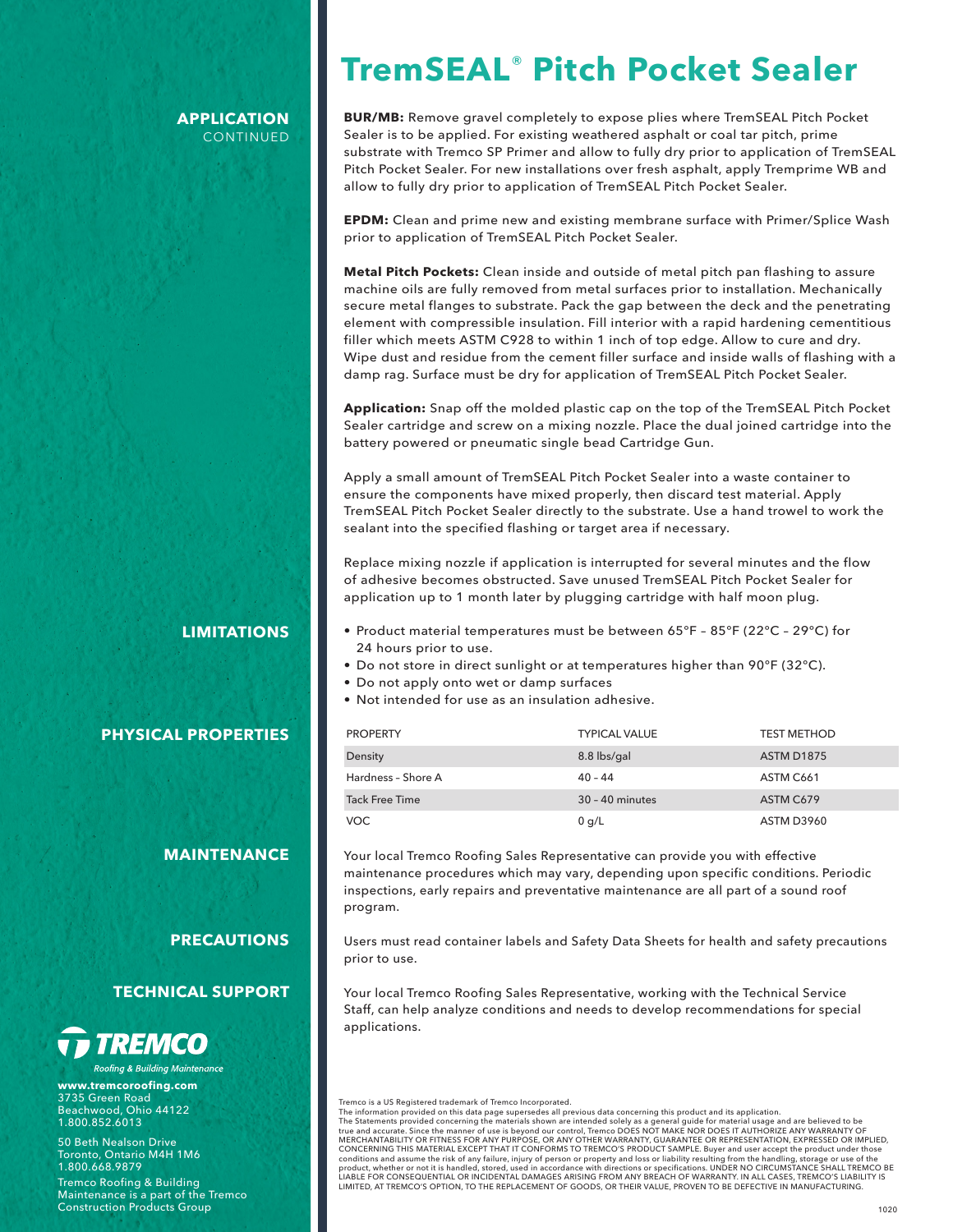# TremSEAL® Pitch Pocket Sealer

## APPLICATION CONTINUED

**BUR/MB:** Remove gravel completely to expose plies where TremSEAL Pitch Pocket Sealer is to be applied. For existing weathered asphalt or coal tar pitch, prime substrate with Tremco SP Primer and allow to fully dry prior to application of TremSEAL Pitch Pocket Sealer. For new installations over fresh asphalt, apply Tremprime WB and allow to fully dry prior to application of TremSEAL Pitch Pocket Sealer.

**EPDM:** Clean and prime new and existing membrane surface with Primer/Splice Wash prior to application of TremSEAL Pitch Pocket Sealer.

**Metal Pitch Pockets:** Clean inside and outside of metal pitch pan flashing to assure machine oils are fully removed from metal surfaces prior to installation. Mechanically secure metal flanges to substrate. Pack the gap between the deck and the penetrating element with compressible insulation. Fill interior with a rapid hardening cementitious filler which meets ASTM C928 to within 1 inch of top edge. Allow to cure and dry. Wipe dust and residue from the cement filler surface and inside walls of flashing with a damp rag. Surface must be dry for application of TremSEAL Pitch Pocket Sealer.

**Application:** Snap off the molded plastic cap on the top of the TremSEAL Pitch Pocket Sealer cartridge and screw on a mixing nozzle. Place the dual joined cartridge into the battery powered or pneumatic single bead Cartridge Gun.

Apply a small amount of TremSEAL Pitch Pocket Sealer into a waste container to ensure the components have mixed properly, then discard test material. Apply TremSEAL Pitch Pocket Sealer directly to the substrate. Use a hand trowel to work the sealant into the specified flashing or target area if necessary.

Replace mixing nozzle if application is interrupted for several minutes and the flow of adhesive becomes obstructed. Save unused TremSEAL Pitch Pocket Sealer for application up to 1 month later by plugging cartridge with half moon plug.

## LIMITATIONS

- Product material temperatures must be between 65°F – 85°F (22°C – 29°C) for 24 hours prior to use.
- Do not store in direct sunlight or at temperatures higher than 90°F (32°C).
- Do not apply onto wet or damp surfaces
- Not intended for use as an insulation adhesive.

## PHYSICAL PROPERTIES

| PROPERTY | TYPICAL VALUE | TEST METHOD |
|---|---|---|
| Density | 8.8 lbs/gal | ASTM D1875 |
| Hardness – Shore A | 40 – 44 | ASTM C661 |
| Tack Free Time | 30 – 40 minutes | ASTM C679 |
| VOC | 0 g/L | ASTM D3960 |

## MAINTENANCE

Your local Tremco Roofing Sales Representative can provide you with effective maintenance procedures which may vary, depending upon specific conditions. Periodic inspections, early repairs and preventative maintenance are all part of a sound roof program.

## PRECAUTIONS

Users must read container labels and Safety Data Sheets for health and safety precautions prior to use.

## TECHNICAL SUPPORT

Your local Tremco Roofing Sales Representative, working with the Technical Service Staff, can help analyze conditions and needs to develop recommendations for special applications.

TREMCO
*Roofing & Building Maintenance*

**www.tremcoroofing.com**
3735 Green Road
Beachwood, Ohio 44122
1.800.852.6013

50 Beth Nealson Drive
Toronto, Ontario M4H 1M6
1.800.668.9879

Tremco Roofing & Building Maintenance is a part of the Tremco Construction Products Group

Tremco is a US Registered trademark of Tremco Incorporated.
The information provided on this data page supersedes all previous data concerning this product and its application.
The Statements provided concerning the materials shown are intended solely as a general guide for material usage and are believed to be true and accurate. Since the manner of use is beyond our control, Tremco DOES NOT MAKE NOR DOES IT AUTHORIZE ANY WARRANTY OF MERCHANTABILITY OR FITNESS FOR ANY PURPOSE, OR ANY OTHER WARRANTY, GUARANTEE OR REPRESENTATION, EXPRESSED OR IMPLIED, CONCERNING THIS MATERIAL EXCEPT THAT IT CONFORMS TO TREMCO'S PRODUCT SAMPLE. Buyer and user accept the product under those conditions and assume the risk of any failure, injury of person or property and loss or liability resulting from the handling, storage or use of the product, whether or not it is handled, stored, used in accordance with directions or specifications. UNDER NO CIRCUMSTANCE SHALL TREMCO BE LIABLE FOR CONSEQUENTIAL OR INCIDENTAL DAMAGES ARISING FROM ANY BREACH OF WARRANTY. IN ALL CASES, TREMCO'S LIABILITY IS LIMITED, AT TREMCO'S OPTION, TO THE REPLACEMENT OF GOODS, OR THEIR VALUE, PROVEN TO BE DEFECTIVE IN MANUFACTURING.

1020